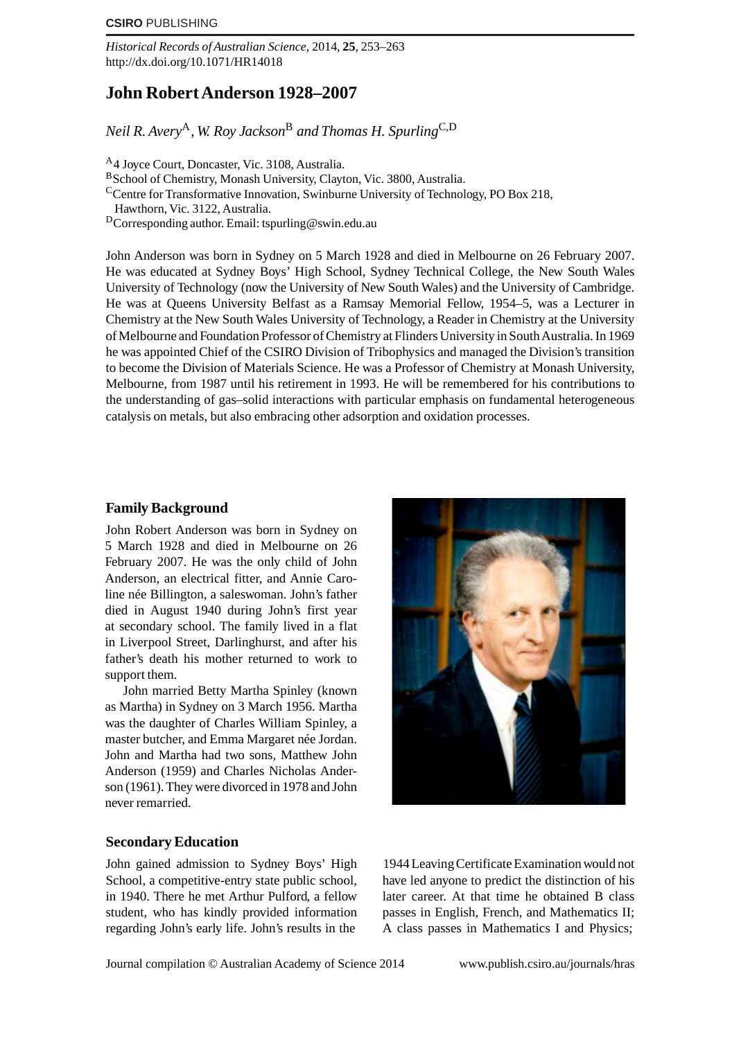# John Robert Anderson 1928–2007

*Neil R. Avery*[A], *W. Roy Jackson*[B] *and Thomas H. Spurling*[C,D]

[A]4 Joyce Court, Doncaster, Vic. 3108, Australia.
[B]School of Chemistry, Monash University, Clayton, Vic. 3800, Australia.
[C]Centre for Transformative Innovation, Swinburne University of Technology, PO Box 218, Hawthorn, Vic. 3122, Australia.
[D]Corresponding author. Email: tspurling@swin.edu.au

John Anderson was born in Sydney on 5 March 1928 and died in Melbourne on 26 February 2007. He was educated at Sydney Boys' High School, Sydney Technical College, the New South Wales University of Technology (now the University of New South Wales) and the University of Cambridge. He was at Queens University Belfast as a Ramsay Memorial Fellow, 1954–5, was a Lecturer in Chemistry at the New South Wales University of Technology, a Reader in Chemistry at the University of Melbourne and Foundation Professor of Chemistry at Flinders University in South Australia. In 1969 he was appointed Chief of the CSIRO Division of Tribophysics and managed the Division's transition to become the Division of Materials Science. He was a Professor of Chemistry at Monash University, Melbourne, from 1987 until his retirement in 1993. He will be remembered for his contributions to the understanding of gas–solid interactions with particular emphasis on fundamental heterogeneous catalysis on metals, but also embracing other adsorption and oxidation processes.

## Family Background

John Robert Anderson was born in Sydney on 5 March 1928 and died in Melbourne on 26 February 2007. He was the only child of John Anderson, an electrical fitter, and Annie Caroline née Billington, a saleswoman. John's father died in August 1940 during John's first year at secondary school. The family lived in a flat in Liverpool Street, Darlinghurst, and after his father's death his mother returned to work to support them.

John married Betty Martha Spinley (known as Martha) in Sydney on 3 March 1956. Martha was the daughter of Charles William Spinley, a master butcher, and Emma Margaret née Jordan. John and Martha had two sons, Matthew John Anderson (1959) and Charles Nicholas Anderson (1961). They were divorced in 1978 and John never remarried.

## Secondary Education

John gained admission to Sydney Boys' High School, a competitive-entry state public school, in 1940. There he met Arthur Pulford, a fellow student, who has kindly provided information regarding John's early life. John's results in the 1944 Leaving Certificate Examination would not have led anyone to predict the distinction of his later career. At that time he obtained B class passes in English, French, and Mathematics II; A class passes in Mathematics I and Physics;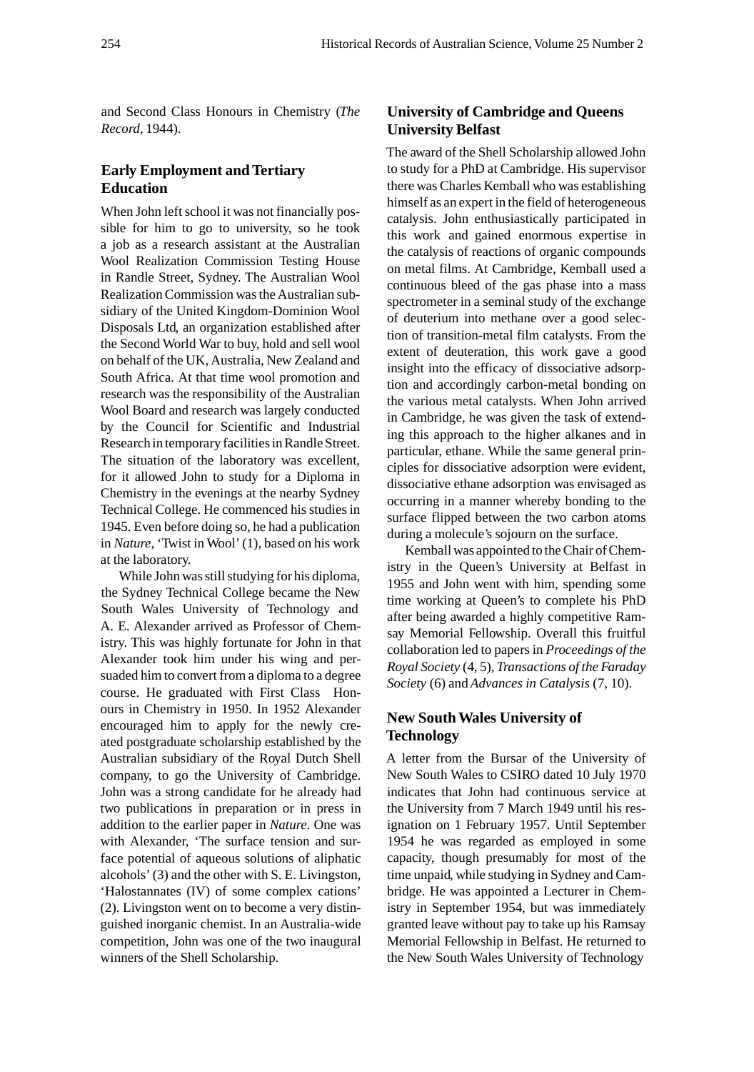and Second Class Honours in Chemistry (*The Record*, 1944).

## Early Employment and Tertiary Education

When John left school it was not financially possible for him to go to university, so he took a job as a research assistant at the Australian Wool Realization Commission Testing House in Randle Street, Sydney. The Australian Wool Realization Commission was the Australian subsidiary of the United Kingdom-Dominion Wool Disposals Ltd, an organization established after the Second World War to buy, hold and sell wool on behalf of the UK, Australia, New Zealand and South Africa. At that time wool promotion and research was the responsibility of the Australian Wool Board and research was largely conducted by the Council for Scientific and Industrial Research in temporary facilities in Randle Street. The situation of the laboratory was excellent, for it allowed John to study for a Diploma in Chemistry in the evenings at the nearby Sydney Technical College. He commenced his studies in 1945. Even before doing so, he had a publication in *Nature*, 'Twist in Wool' (1), based on his work at the laboratory.

While John was still studying for his diploma, the Sydney Technical College became the New South Wales University of Technology and A. E. Alexander arrived as Professor of Chemistry. This was highly fortunate for John in that Alexander took him under his wing and persuaded him to convert from a diploma to a degree course. He graduated with First Class Honours in Chemistry in 1950. In 1952 Alexander encouraged him to apply for the newly created postgraduate scholarship established by the Australian subsidiary of the Royal Dutch Shell company, to go the University of Cambridge. John was a strong candidate for he already had two publications in preparation or in press in addition to the earlier paper in *Nature*. One was with Alexander, 'The surface tension and surface potential of aqueous solutions of aliphatic alcohols' (3) and the other with S. E. Livingston, 'Halostannates (IV) of some complex cations' (2). Livingston went on to become a very distinguished inorganic chemist. In an Australia-wide competition, John was one of the two inaugural winners of the Shell Scholarship.

## University of Cambridge and Queens University Belfast

The award of the Shell Scholarship allowed John to study for a PhD at Cambridge. His supervisor there was Charles Kemball who was establishing himself as an expert in the field of heterogeneous catalysis. John enthusiastically participated in this work and gained enormous expertise in the catalysis of reactions of organic compounds on metal films. At Cambridge, Kemball used a continuous bleed of the gas phase into a mass spectrometer in a seminal study of the exchange of deuterium into methane over a good selection of transition-metal film catalysts. From the extent of deuteration, this work gave a good insight into the efficacy of dissociative adsorption and accordingly carbon-metal bonding on the various metal catalysts. When John arrived in Cambridge, he was given the task of extending this approach to the higher alkanes and in particular, ethane. While the same general principles for dissociative adsorption were evident, dissociative ethane adsorption was envisaged as occurring in a manner whereby bonding to the surface flipped between the two carbon atoms during a molecule's sojourn on the surface.

Kemball was appointed to the Chair of Chemistry in the Queen's University at Belfast in 1955 and John went with him, spending some time working at Queen's to complete his PhD after being awarded a highly competitive Ramsay Memorial Fellowship. Overall this fruitful collaboration led to papers in *Proceedings of the Royal Society* (4, 5), *Transactions of the Faraday Society* (6) and *Advances in Catalysis* (7, 10).

## New South Wales University of Technology

A letter from the Bursar of the University of New South Wales to CSIRO dated 10 July 1970 indicates that John had continuous service at the University from 7 March 1949 until his resignation on 1 February 1957. Until September 1954 he was regarded as employed in some capacity, though presumably for most of the time unpaid, while studying in Sydney and Cambridge. He was appointed a Lecturer in Chemistry in September 1954, but was immediately granted leave without pay to take up his Ramsay Memorial Fellowship in Belfast. He returned to the New South Wales University of Technology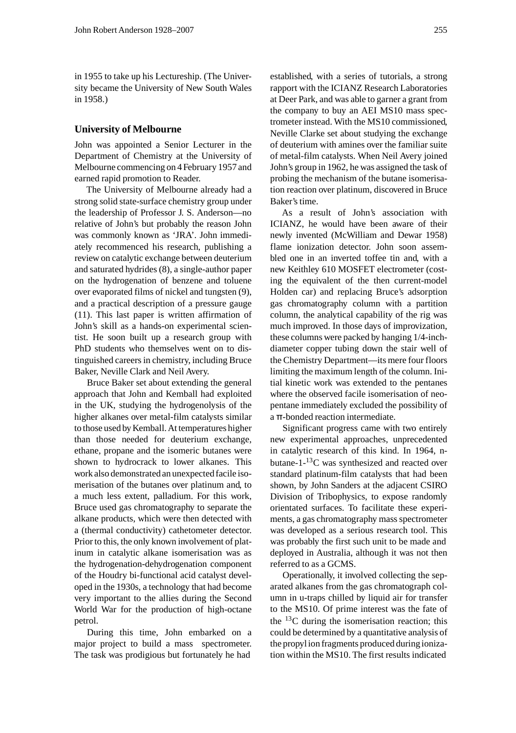in 1955 to take up his Lectureship. (The University became the University of New South Wales in 1958.)

## University of Melbourne

John was appointed a Senior Lecturer in the Department of Chemistry at the University of Melbourne commencing on 4 February 1957 and earned rapid promotion to Reader.

The University of Melbourne already had a strong solid state-surface chemistry group under the leadership of Professor J. S. Anderson—no relative of John's but probably the reason John was commonly known as 'JRA'. John immediately recommenced his research, publishing a review on catalytic exchange between deuterium and saturated hydrides (8), a single-author paper on the hydrogenation of benzene and toluene over evaporated films of nickel and tungsten (9), and a practical description of a pressure gauge (11). This last paper is written affirmation of John's skill as a hands-on experimental scientist. He soon built up a research group with PhD students who themselves went on to distinguished careers in chemistry, including Bruce Baker, Neville Clark and Neil Avery.

Bruce Baker set about extending the general approach that John and Kemball had exploited in the UK, studying the hydrogenolysis of the higher alkanes over metal-film catalysts similar to those used by Kemball. At temperatures higher than those needed for deuterium exchange, ethane, propane and the isomeric butanes were shown to hydrocrack to lower alkanes. This work also demonstrated an unexpected facile isomerisation of the butanes over platinum and, to a much less extent, palladium. For this work, Bruce used gas chromatography to separate the alkane products, which were then detected with a (thermal conductivity) cathetometer detector. Prior to this, the only known involvement of platinum in catalytic alkane isomerisation was as the hydrogenation-dehydrogenation component of the Houdry bi-functional acid catalyst developed in the 1930s, a technology that had become very important to the allies during the Second World War for the production of high-octane petrol.

During this time, John embarked on a major project to build a mass spectrometer. The task was prodigious but fortunately he had established, with a series of tutorials, a strong rapport with the ICIANZ Research Laboratories at Deer Park, and was able to garner a grant from the company to buy an AEI MS10 mass spectrometer instead. With the MS10 commissioned, Neville Clarke set about studying the exchange of deuterium with amines over the familiar suite of metal-film catalysts. When Neil Avery joined John's group in 1962, he was assigned the task of probing the mechanism of the butane isomerisation reaction over platinum, discovered in Bruce Baker's time.

As a result of John's association with ICIANZ, he would have been aware of their newly invented (McWilliam and Dewar 1958) flame ionization detector. John soon assembled one in an inverted toffee tin and, with a new Keithley 610 MOSFET electrometer (costing the equivalent of the then current-model Holden car) and replacing Bruce's adsorption gas chromatography column with a partition column, the analytical capability of the rig was much improved. In those days of improvization, these columns were packed by hanging 1/4-inch-diameter copper tubing down the stair well of the Chemistry Department—its mere four floors limiting the maximum length of the column. Initial kinetic work was extended to the pentanes where the observed facile isomerisation of neopentane immediately excluded the possibility of a π-bonded reaction intermediate.

Significant progress came with two entirely new experimental approaches, unprecedented in catalytic research of this kind. In 1964, n-butane-1-$^{13}C$ was synthesized and reacted over standard platinum-film catalysts that had been shown, by John Sanders at the adjacent CSIRO Division of Tribophysics, to expose randomly orientated surfaces. To facilitate these experiments, a gas chromatography mass spectrometer was developed as a serious research tool. This was probably the first such unit to be made and deployed in Australia, although it was not then referred to as a GCMS.

Operationally, it involved collecting the separated alkanes from the gas chromatograph column in u-traps chilled by liquid air for transfer to the MS10. Of prime interest was the fate of the $^{13}C$ during the isomerisation reaction; this could be determined by a quantitative analysis of the propyl ion fragments produced during ionization within the MS10. The first results indicated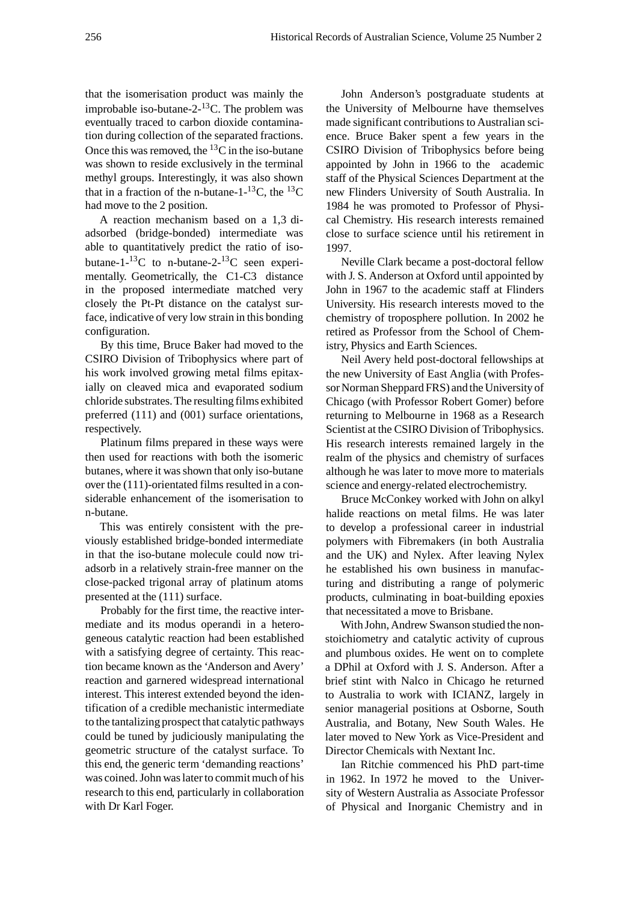that the isomerisation product was mainly the improbable iso-butane-2-$^{13}$C. The problem was eventually traced to carbon dioxide contamination during collection of the separated fractions. Once this was removed, the $^{13}$C in the iso-butane was shown to reside exclusively in the terminal methyl groups. Interestingly, it was also shown that in a fraction of the n-butane-1-$^{13}$C, the $^{13}$C had move to the 2 position.

A reaction mechanism based on a 1,3 di-adsorbed (bridge-bonded) intermediate was able to quantitatively predict the ratio of iso-butane-1-$^{13}$C to n-butane-2-$^{13}$C seen experimentally. Geometrically, the C1-C3 distance in the proposed intermediate matched very closely the Pt-Pt distance on the catalyst surface, indicative of very low strain in this bonding configuration.

By this time, Bruce Baker had moved to the CSIRO Division of Tribophysics where part of his work involved growing metal films epitaxially on cleaved mica and evaporated sodium chloride substrates. The resulting films exhibited preferred (111) and (001) surface orientations, respectively.

Platinum films prepared in these ways were then used for reactions with both the isomeric butanes, where it was shown that only iso-butane over the (111)-orientated films resulted in a considerable enhancement of the isomerisation to n-butane.

This was entirely consistent with the previously established bridge-bonded intermediate in that the iso-butane molecule could now tri-adsorb in a relatively strain-free manner on the close-packed trigonal array of platinum atoms presented at the (111) surface.

Probably for the first time, the reactive intermediate and its modus operandi in a heterogeneous catalytic reaction had been established with a satisfying degree of certainty. This reaction became known as the 'Anderson and Avery' reaction and garnered widespread international interest. This interest extended beyond the identification of a credible mechanistic intermediate to the tantalizing prospect that catalytic pathways could be tuned by judiciously manipulating the geometric structure of the catalyst surface. To this end, the generic term 'demanding reactions' was coined. John was later to commit much of his research to this end, particularly in collaboration with Dr Karl Foger.

John Anderson's postgraduate students at the University of Melbourne have themselves made significant contributions to Australian science. Bruce Baker spent a few years in the CSIRO Division of Tribophysics before being appointed by John in 1966 to the academic staff of the Physical Sciences Department at the new Flinders University of South Australia. In 1984 he was promoted to Professor of Physical Chemistry. His research interests remained close to surface science until his retirement in 1997.

Neville Clark became a post-doctoral fellow with J. S. Anderson at Oxford until appointed by John in 1967 to the academic staff at Flinders University. His research interests moved to the chemistry of troposphere pollution. In 2002 he retired as Professor from the School of Chemistry, Physics and Earth Sciences.

Neil Avery held post-doctoral fellowships at the new University of East Anglia (with Professor Norman Sheppard FRS) and the University of Chicago (with Professor Robert Gomer) before returning to Melbourne in 1968 as a Research Scientist at the CSIRO Division of Tribophysics. His research interests remained largely in the realm of the physics and chemistry of surfaces although he was later to move more to materials science and energy-related electrochemistry.

Bruce McConkey worked with John on alkyl halide reactions on metal films. He was later to develop a professional career in industrial polymers with Fibremakers (in both Australia and the UK) and Nylex. After leaving Nylex he established his own business in manufacturing and distributing a range of polymeric products, culminating in boat-building epoxies that necessitated a move to Brisbane.

With John, Andrew Swanson studied the non-stoichiometry and catalytic activity of cuprous and plumbous oxides. He went on to complete a DPhil at Oxford with J. S. Anderson. After a brief stint with Nalco in Chicago he returned to Australia to work with ICIANZ, largely in senior managerial positions at Osborne, South Australia, and Botany, New South Wales. He later moved to New York as Vice-President and Director Chemicals with Nextant Inc.

Ian Ritchie commenced his PhD part-time in 1962. In 1972 he moved to the University of Western Australia as Associate Professor of Physical and Inorganic Chemistry and in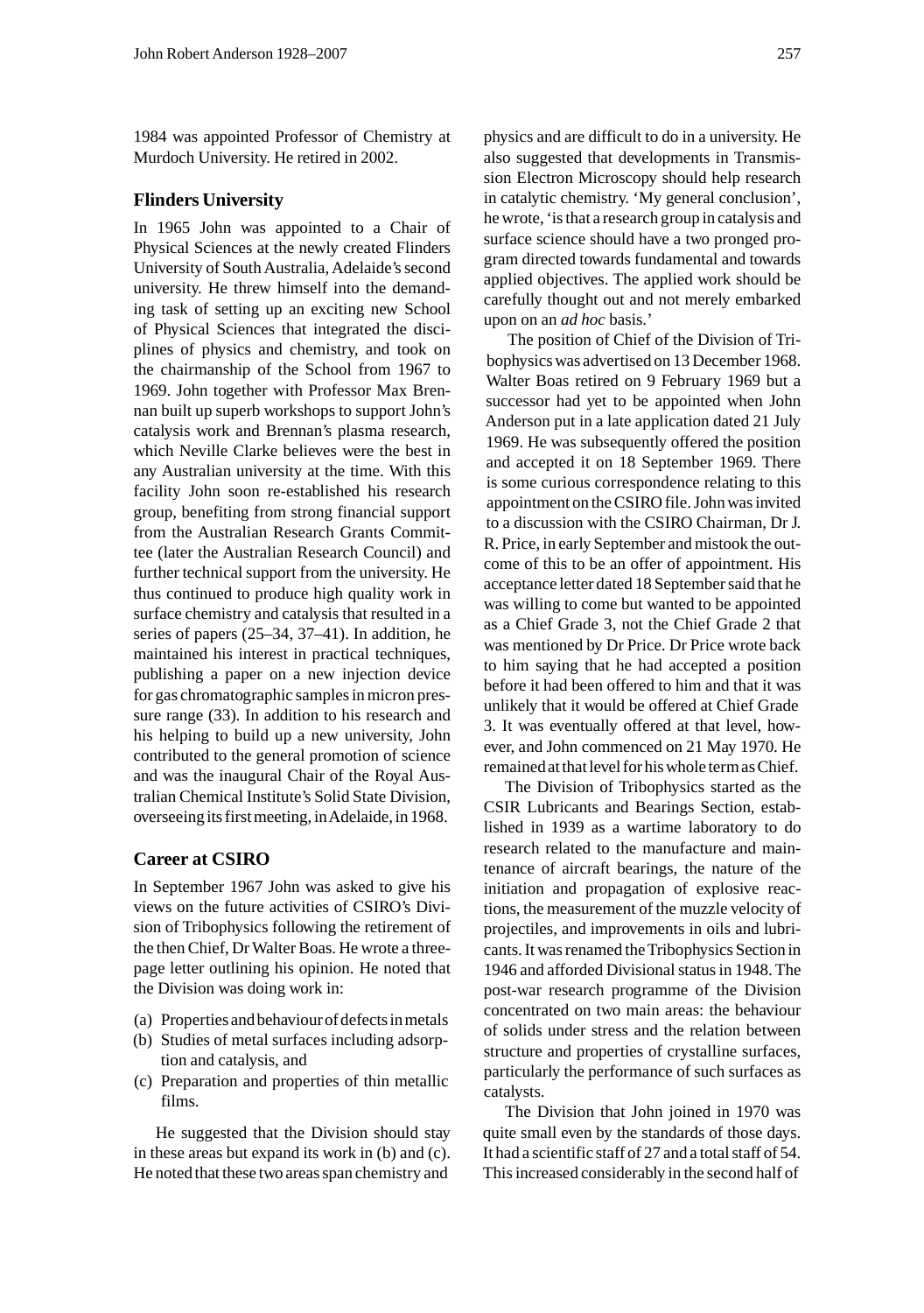1984 was appointed Professor of Chemistry at Murdoch University. He retired in 2002.

## Flinders University

In 1965 John was appointed to a Chair of Physical Sciences at the newly created Flinders University of South Australia, Adelaide's second university. He threw himself into the demanding task of setting up an exciting new School of Physical Sciences that integrated the disciplines of physics and chemistry, and took on the chairmanship of the School from 1967 to 1969. John together with Professor Max Brennan built up superb workshops to support John's catalysis work and Brennan's plasma research, which Neville Clarke believes were the best in any Australian university at the time. With this facility John soon re-established his research group, benefiting from strong financial support from the Australian Research Grants Committee (later the Australian Research Council) and further technical support from the university. He thus continued to produce high quality work in surface chemistry and catalysis that resulted in a series of papers (25–34, 37–41). In addition, he maintained his interest in practical techniques, publishing a paper on a new injection device for gas chromatographic samples in micron pressure range (33). In addition to his research and his helping to build up a new university, John contributed to the general promotion of science and was the inaugural Chair of the Royal Australian Chemical Institute's Solid State Division, overseeing its first meeting, in Adelaide, in 1968.

## Career at CSIRO

In September 1967 John was asked to give his views on the future activities of CSIRO's Division of Tribophysics following the retirement of the then Chief, Dr Walter Boas. He wrote a three-page letter outlining his opinion. He noted that the Division was doing work in:

(a) Properties and behaviour of defects in metals
(b) Studies of metal surfaces including adsorption and catalysis, and
(c) Preparation and properties of thin metallic films.

He suggested that the Division should stay in these areas but expand its work in (b) and (c). He noted that these two areas span chemistry and physics and are difficult to do in a university. He also suggested that developments in Transmission Electron Microscopy should help research in catalytic chemistry. 'My general conclusion', he wrote, 'is that a research group in catalysis and surface science should have a two pronged program directed towards fundamental and towards applied objectives. The applied work should be carefully thought out and not merely embarked upon on an *ad hoc* basis.'

The position of Chief of the Division of Tribophysics was advertised on 13 December 1968. Walter Boas retired on 9 February 1969 but a successor had yet to be appointed when John Anderson put in a late application dated 21 July 1969. He was subsequently offered the position and accepted it on 18 September 1969. There is some curious correspondence relating to this appointment on the CSIRO file. John was invited to a discussion with the CSIRO Chairman, Dr J. R. Price, in early September and mistook the outcome of this to be an offer of appointment. His acceptance letter dated 18 September said that he was willing to come but wanted to be appointed as a Chief Grade 3, not the Chief Grade 2 that was mentioned by Dr Price. Dr Price wrote back to him saying that he had accepted a position before it had been offered to him and that it was unlikely that it would be offered at Chief Grade 3. It was eventually offered at that level, however, and John commenced on 21 May 1970. He remained at that level for his whole term as Chief.

The Division of Tribophysics started as the CSIR Lubricants and Bearings Section, established in 1939 as a wartime laboratory to do research related to the manufacture and maintenance of aircraft bearings, the nature of the initiation and propagation of explosive reactions, the measurement of the muzzle velocity of projectiles, and improvements in oils and lubricants. It was renamed the Tribophysics Section in 1946 and afforded Divisional status in 1948. The post-war research programme of the Division concentrated on two main areas: the behaviour of solids under stress and the relation between structure and properties of crystalline surfaces, particularly the performance of such surfaces as catalysts.

The Division that John joined in 1970 was quite small even by the standards of those days. It had a scientific staff of 27 and a total staff of 54. This increased considerably in the second half of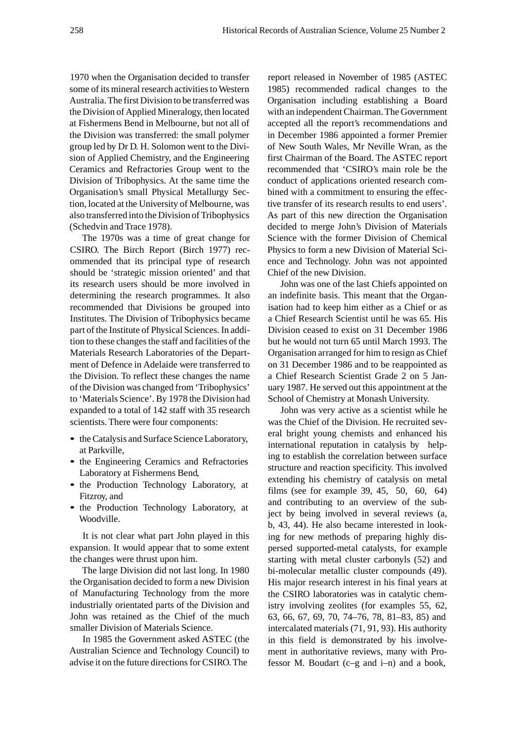1970 when the Organisation decided to transfer some of its mineral research activities to Western Australia. The first Division to be transferred was the Division of Applied Mineralogy, then located at Fishermens Bend in Melbourne, but not all of the Division was transferred: the small polymer group led by Dr D. H. Solomon went to the Division of Applied Chemistry, and the Engineering Ceramics and Refractories Group went to the Division of Tribophysics. At the same time the Organisation's small Physical Metallurgy Section, located at the University of Melbourne, was also transferred into the Division of Tribophysics (Schedvin and Trace 1978).

The 1970s was a time of great change for CSIRO. The Birch Report (Birch 1977) recommended that its principal type of research should be 'strategic mission oriented' and that its research users should be more involved in determining the research programmes. It also recommended that Divisions be grouped into Institutes. The Division of Tribophysics became part of the Institute of Physical Sciences. In addition to these changes the staff and facilities of the Materials Research Laboratories of the Department of Defence in Adelaide were transferred to the Division. To reflect these changes the name of the Division was changed from 'Tribophysics' to 'Materials Science'. By 1978 the Division had expanded to a total of 142 staff with 35 research scientists. There were four components:

- the Catalysis and Surface Science Laboratory, at Parkville,
- the Engineering Ceramics and Refractories Laboratory at Fishermens Bend,
- the Production Technology Laboratory, at Fitzroy, and
- the Production Technology Laboratory, at Woodville.

It is not clear what part John played in this expansion. It would appear that to some extent the changes were thrust upon him.

The large Division did not last long. In 1980 the Organisation decided to form a new Division of Manufacturing Technology from the more industrially orientated parts of the Division and John was retained as the Chief of the much smaller Division of Materials Science.

In 1985 the Government asked ASTEC (the Australian Science and Technology Council) to advise it on the future directions for CSIRO. The report released in November of 1985 (ASTEC 1985) recommended radical changes to the Organisation including establishing a Board with an independent Chairman. The Government accepted all the report's recommendations and in December 1986 appointed a former Premier of New South Wales, Mr Neville Wran, as the first Chairman of the Board. The ASTEC report recommended that 'CSIRO's main role be the conduct of applications oriented research combined with a commitment to ensuring the effective transfer of its research results to end users'. As part of this new direction the Organisation decided to merge John's Division of Materials Science with the former Division of Chemical Physics to form a new Division of Material Science and Technology. John was not appointed Chief of the new Division.

John was one of the last Chiefs appointed on an indefinite basis. This meant that the Organisation had to keep him either as a Chief or as a Chief Research Scientist until he was 65. His Division ceased to exist on 31 December 1986 but he would not turn 65 until March 1993. The Organisation arranged for him to resign as Chief on 31 December 1986 and to be reappointed as a Chief Research Scientist Grade 2 on 5 January 1987. He served out this appointment at the School of Chemistry at Monash University.

John was very active as a scientist while he was the Chief of the Division. He recruited several bright young chemists and enhanced his international reputation in catalysis by helping to establish the correlation between surface structure and reaction specificity. This involved extending his chemistry of catalysis on metal films (see for example 39, 45, 50, 60, 64) and contributing to an overview of the subject by being involved in several reviews (a, b, 43, 44). He also became interested in looking for new methods of preparing highly dispersed supported-metal catalysts, for example starting with metal cluster carbonyls (52) and bi-molecular metallic cluster compounds (49). His major research interest in his final years at the CSIRO laboratories was in catalytic chemistry involving zeolites (for examples 55, 62, 63, 66, 67, 69, 70, 74–76, 78, 81–83, 85) and intercalated materials (71, 91, 93). His authority in this field is demonstrated by his involvement in authoritative reviews, many with Professor M. Boudart (c–g and i–n) and a book,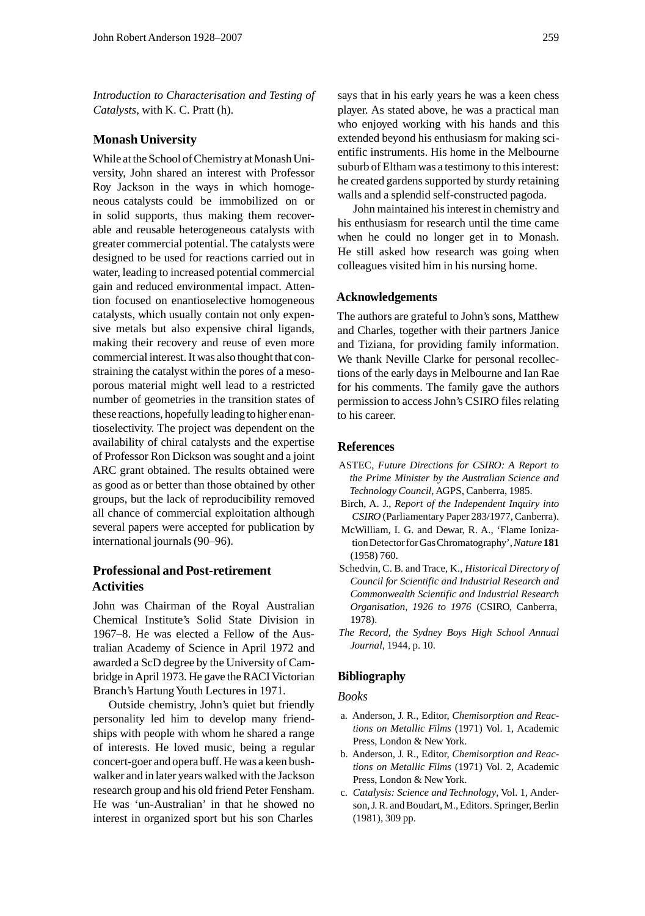*Introduction to Characterisation and Testing of Catalysts*, with K. C. Pratt (h).

## Monash University

While at the School of Chemistry at Monash University, John shared an interest with Professor Roy Jackson in the ways in which homogeneous catalysts could be immobilized on or in solid supports, thus making them recoverable and reusable heterogeneous catalysts with greater commercial potential. The catalysts were designed to be used for reactions carried out in water, leading to increased potential commercial gain and reduced environmental impact. Attention focused on enantioselective homogeneous catalysts, which usually contain not only expensive metals but also expensive chiral ligands, making their recovery and reuse of even more commercial interest. It was also thought that constraining the catalyst within the pores of a mesoporous material might well lead to a restricted number of geometries in the transition states of these reactions, hopefully leading to higher enantioselectivity. The project was dependent on the availability of chiral catalysts and the expertise of Professor Ron Dickson was sought and a joint ARC grant obtained. The results obtained were as good as or better than those obtained by other groups, but the lack of reproducibility removed all chance of commercial exploitation although several papers were accepted for publication by international journals (90–96).

## Professional and Post-retirement Activities

John was Chairman of the Royal Australian Chemical Institute's Solid State Division in 1967–8. He was elected a Fellow of the Australian Academy of Science in April 1972 and awarded a ScD degree by the University of Cambridge in April 1973. He gave the RACI Victorian Branch's Hartung Youth Lectures in 1971.

Outside chemistry, John's quiet but friendly personality led him to develop many friendships with people with whom he shared a range of interests. He loved music, being a regular concert-goer and opera buff. He was a keen bushwalker and in later years walked with the Jackson research group and his old friend Peter Fensham. He was 'un-Australian' in that he showed no interest in organized sport but his son Charles says that in his early years he was a keen chess player. As stated above, he was a practical man who enjoyed working with his hands and this extended beyond his enthusiasm for making scientific instruments. His home in the Melbourne suburb of Eltham was a testimony to this interest: he created gardens supported by sturdy retaining walls and a splendid self-constructed pagoda.

John maintained his interest in chemistry and his enthusiasm for research until the time came when he could no longer get in to Monash. He still asked how research was going when colleagues visited him in his nursing home.

## Acknowledgements

The authors are grateful to John's sons, Matthew and Charles, together with their partners Janice and Tiziana, for providing family information. We thank Neville Clarke for personal recollections of the early days in Melbourne and Ian Rae for his comments. The family gave the authors permission to access John's CSIRO files relating to his career.

## References

ASTEC, *Future Directions for CSIRO: A Report to the Prime Minister by the Australian Science and Technology Council*, AGPS, Canberra, 1985.

Birch, A. J., *Report of the Independent Inquiry into CSIRO* (Parliamentary Paper 283/1977, Canberra).

McWilliam, I. G. and Dewar, R. A., 'Flame Ionization Detector for Gas Chromatography', *Nature* **181** (1958) 760.

Schedvin, C. B. and Trace, K., *Historical Directory of Council for Scientific and Industrial Research and Commonwealth Scientific and Industrial Research Organisation, 1926 to 1976* (CSIRO, Canberra, 1978).

*The Record, the Sydney Boys High School Annual Journal*, 1944, p. 10.

## Bibliography

### Books

a. Anderson, J. R., Editor, *Chemisorption and Reactions on Metallic Films* (1971) Vol. 1, Academic Press, London & New York.

b. Anderson, J. R., Editor, *Chemisorption and Reactions on Metallic Films* (1971) Vol. 2, Academic Press, London & New York.

c. *Catalysis: Science and Technology*, Vol. 1, Anderson, J. R. and Boudart, M., Editors. Springer, Berlin (1981), 309 pp.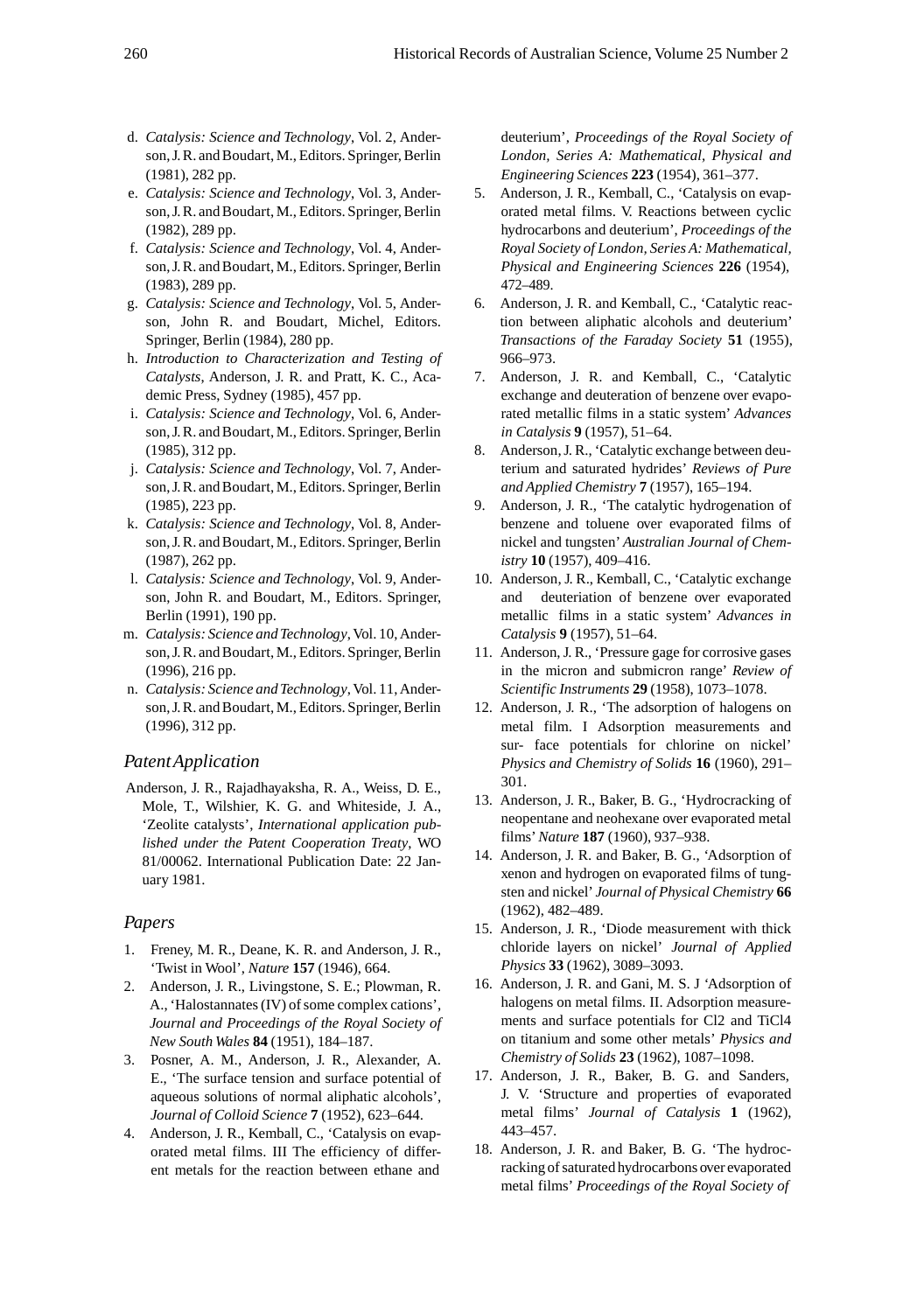d. *Catalysis: Science and Technology*, Vol. 2, Anderson, J. R. and Boudart, M., Editors. Springer, Berlin (1981), 282 pp.

e. *Catalysis: Science and Technology*, Vol. 3, Anderson, J. R. and Boudart, M., Editors. Springer, Berlin (1982), 289 pp.

f. *Catalysis: Science and Technology*, Vol. 4, Anderson, J. R. and Boudart, M., Editors. Springer, Berlin (1983), 289 pp.

g. *Catalysis: Science and Technology*, Vol. 5, Anderson, John R. and Boudart, Michel, Editors. Springer, Berlin (1984), 280 pp.

h. *Introduction to Characterization and Testing of Catalysts*, Anderson, J. R. and Pratt, K. C., Academic Press, Sydney (1985), 457 pp.

i. *Catalysis: Science and Technology*, Vol. 6, Anderson, J. R. and Boudart, M., Editors. Springer, Berlin (1985), 312 pp.

j. *Catalysis: Science and Technology*, Vol. 7, Anderson, J. R. and Boudart, M., Editors. Springer, Berlin (1985), 223 pp.

k. *Catalysis: Science and Technology*, Vol. 8, Anderson, J. R. and Boudart, M., Editors. Springer, Berlin (1987), 262 pp.

l. *Catalysis: Science and Technology*, Vol. 9, Anderson, John R. and Boudart, M., Editors. Springer, Berlin (1991), 190 pp.

m. *Catalysis: Science and Technology*, Vol. 10, Anderson, J. R. and Boudart, M., Editors. Springer, Berlin (1996), 216 pp.

n. *Catalysis: Science and Technology*, Vol. 11, Anderson, J. R. and Boudart, M., Editors. Springer, Berlin (1996), 312 pp.

## *Patent Application*

Anderson, J. R., Rajadhayaksha, R. A., Weiss, D. E., Mole, T., Wilshier, K. G. and Whiteside, J. A., 'Zeolite catalysts', *International application published under the Patent Cooperation Treaty*, WO 81/00062. International Publication Date: 22 January 1981.

## *Papers*

1. Freney, M. R., Deane, K. R. and Anderson, J. R., 'Twist in Wool', *Nature* **157** (1946), 664.
2. Anderson, J. R., Livingstone, S. E.; Plowman, R. A., 'Halostannates (IV) of some complex cations', *Journal and Proceedings of the Royal Society of New South Wales* **84** (1951), 184–187.
3. Posner, A. M., Anderson, J. R., Alexander, A. E., 'The surface tension and surface potential of aqueous solutions of normal aliphatic alcohols', *Journal of Colloid Science* **7** (1952), 623–644.
4. Anderson, J. R., Kemball, C., 'Catalysis on evaporated metal films. III The efficiency of different metals for the reaction between ethane and deuterium', *Proceedings of the Royal Society of London, Series A: Mathematical, Physical and Engineering Sciences* **223** (1954), 361–377.
5. Anderson, J. R., Kemball, C., 'Catalysis on evaporated metal films. V. Reactions between cyclic hydrocarbons and deuterium', *Proceedings of the Royal Society of London, Series A: Mathematical, Physical and Engineering Sciences* **226** (1954), 472–489.
6. Anderson, J. R. and Kemball, C., 'Catalytic reaction between aliphatic alcohols and deuterium' *Transactions of the Faraday Society* **51** (1955), 966–973.
7. Anderson, J. R. and Kemball, C., 'Catalytic exchange and deuteration of benzene over evaporated metallic films in a static system' *Advances in Catalysis* **9** (1957), 51–64.
8. Anderson, J. R., 'Catalytic exchange between deuterium and saturated hydrides' *Reviews of Pure and Applied Chemistry* **7** (1957), 165–194.
9. Anderson, J. R., 'The catalytic hydrogenation of benzene and toluene over evaporated films of nickel and tungsten' *Australian Journal of Chemistry* **10** (1957), 409–416.
10. Anderson, J. R., Kemball, C., 'Catalytic exchange and deuteriation of benzene over evaporated metallic films in a static system' *Advances in Catalysis* **9** (1957), 51–64.
11. Anderson, J. R., 'Pressure gage for corrosive gases in the micron and submicron range' *Review of Scientific Instruments* **29** (1958), 1073–1078.
12. Anderson, J. R., 'The adsorption of halogens on metal film. I Adsorption measurements and sur- face potentials for chlorine on nickel' *Physics and Chemistry of Solids* **16** (1960), 291–301.
13. Anderson, J. R., Baker, B. G., 'Hydrocracking of neopentane and neohexane over evaporated metal films' *Nature* **187** (1960), 937–938.
14. Anderson, J. R. and Baker, B. G., 'Adsorption of xenon and hydrogen on evaporated films of tungsten and nickel' *Journal of Physical Chemistry* **66** (1962), 482–489.
15. Anderson, J. R., 'Diode measurement with thick chloride layers on nickel' *Journal of Applied Physics* **33** (1962), 3089–3093.
16. Anderson, J. R. and Gani, M. S. J 'Adsorption of halogens on metal films. II. Adsorption measurements and surface potentials for Cl2 and TiCl4 on titanium and some other metals' *Physics and Chemistry of Solids* **23** (1962), 1087–1098.
17. Anderson, J. R., Baker, B. G. and Sanders, J. V. 'Structure and properties of evaporated metal films' *Journal of Catalysis* **1** (1962), 443–457.
18. Anderson, J. R. and Baker, B. G. 'The hydrocracking of saturated hydrocarbons over evaporated metal films' *Proceedings of the Royal Society of*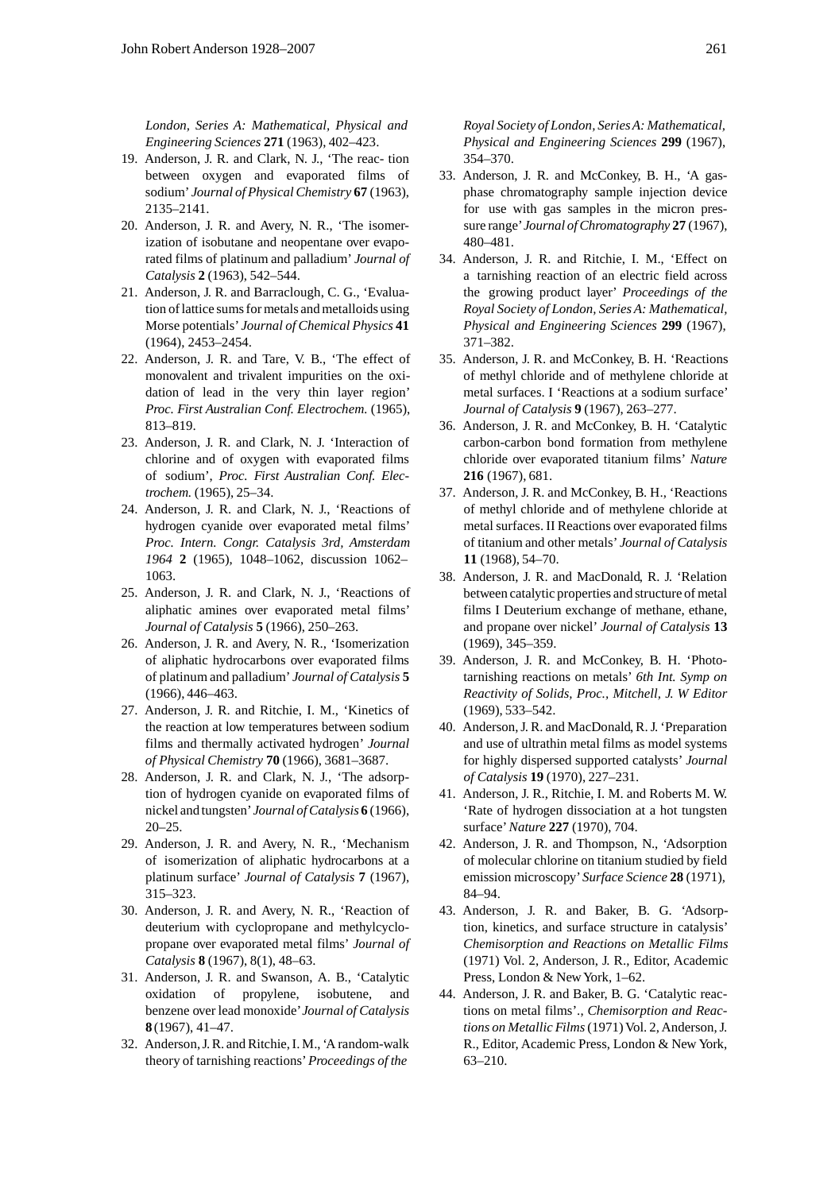*London, Series A: Mathematical, Physical and Engineering Sciences* **271** (1963), 402–423.

19. Anderson, J. R. and Clark, N. J., 'The reac- tion between oxygen and evaporated films of sodium' *Journal of Physical Chemistry* **67** (1963), 2135–2141.
20. Anderson, J. R. and Avery, N. R., 'The isomerization of isobutane and neopentane over evaporated films of platinum and palladium' *Journal of Catalysis* **2** (1963), 542–544.
21. Anderson, J. R. and Barraclough, C. G., 'Evaluation of lattice sums for metals and metalloids using Morse potentials' *Journal of Chemical Physics* **41** (1964), 2453–2454.
22. Anderson, J. R. and Tare, V. B., 'The effect of monovalent and trivalent impurities on the oxidation of lead in the very thin layer region' *Proc. First Australian Conf. Electrochem.* (1965), 813–819.
23. Anderson, J. R. and Clark, N. J. 'Interaction of chlorine and of oxygen with evaporated films of sodium', *Proc. First Australian Conf. Electrochem.* (1965), 25–34.
24. Anderson, J. R. and Clark, N. J., 'Reactions of hydrogen cyanide over evaporated metal films' *Proc. Intern. Congr. Catalysis 3rd, Amsterdam 1964* **2** (1965), 1048–1062, discussion 1062–1063.
25. Anderson, J. R. and Clark, N. J., 'Reactions of aliphatic amines over evaporated metal films' *Journal of Catalysis* **5** (1966), 250–263.
26. Anderson, J. R. and Avery, N. R., 'Isomerization of aliphatic hydrocarbons over evaporated films of platinum and palladium' *Journal of Catalysis* **5** (1966), 446–463.
27. Anderson, J. R. and Ritchie, I. M., 'Kinetics of the reaction at low temperatures between sodium films and thermally activated hydrogen' *Journal of Physical Chemistry* **70** (1966), 3681–3687.
28. Anderson, J. R. and Clark, N. J., 'The adsorption of hydrogen cyanide on evaporated films of nickel and tungsten' *Journal of Catalysis* **6** (1966), 20–25.
29. Anderson, J. R. and Avery, N. R., 'Mechanism of isomerization of aliphatic hydrocarbons at a platinum surface' *Journal of Catalysis* **7** (1967), 315–323.
30. Anderson, J. R. and Avery, N. R., 'Reaction of deuterium with cyclopropane and methylcyclopropane over evaporated metal films' *Journal of Catalysis* **8** (1967), 8(1), 48–63.
31. Anderson, J. R. and Swanson, A. B., 'Catalytic oxidation of propylene, isobutene, and benzene over lead monoxide' *Journal of Catalysis* **8** (1967), 41–47.
32. Anderson, J. R. and Ritchie, I. M., 'A random-walk theory of tarnishing reactions' *Proceedings of the Royal Society of London, Series A: Mathematical, Physical and Engineering Sciences* **299** (1967), 354–370.
33. Anderson, J. R. and McConkey, B. H., 'A gas-phase chromatography sample injection device for use with gas samples in the micron pressure range' *Journal of Chromatography* **27** (1967), 480–481.
34. Anderson, J. R. and Ritchie, I. M., 'Effect on a tarnishing reaction of an electric field across the growing product layer' *Proceedings of the Royal Society of London, Series A: Mathematical, Physical and Engineering Sciences* **299** (1967), 371–382.
35. Anderson, J. R. and McConkey, B. H. 'Reactions of methyl chloride and of methylene chloride at metal surfaces. I 'Reactions at a sodium surface' *Journal of Catalysis* **9** (1967), 263–277.
36. Anderson, J. R. and McConkey, B. H. 'Catalytic carbon-carbon bond formation from methylene chloride over evaporated titanium films' *Nature* **216** (1967), 681.
37. Anderson, J. R. and McConkey, B. H., 'Reactions of methyl chloride and of methylene chloride at metal surfaces. II Reactions over evaporated films of titanium and other metals' *Journal of Catalysis* **11** (1968), 54–70.
38. Anderson, J. R. and MacDonald, R. J. 'Relation between catalytic properties and structure of metal films I Deuterium exchange of methane, ethane, and propane over nickel' *Journal of Catalysis* **13** (1969), 345–359.
39. Anderson, J. R. and McConkey, B. H. 'Phototarnishing reactions on metals' *6th Int. Symp on Reactivity of Solids, Proc., Mitchell, J. W Editor* (1969), 533–542.
40. Anderson, J. R. and MacDonald, R. J. 'Preparation and use of ultrathin metal films as model systems for highly dispersed supported catalysts' *Journal of Catalysis* **19** (1970), 227–231.
41. Anderson, J. R., Ritchie, I. M. and Roberts M. W. 'Rate of hydrogen dissociation at a hot tungsten surface' *Nature* **227** (1970), 704.
42. Anderson, J. R. and Thompson, N., 'Adsorption of molecular chlorine on titanium studied by field emission microscopy' *Surface Science* **28** (1971), 84–94.
43. Anderson, J. R. and Baker, B. G. 'Adsorption, kinetics, and surface structure in catalysis' *Chemisorption and Reactions on Metallic Films* (1971) Vol. 2, Anderson, J. R., Editor, Academic Press, London & New York, 1–62.
44. Anderson, J. R. and Baker, B. G. 'Catalytic reactions on metal films'., *Chemisorption and Reactions on Metallic Films* (1971) Vol. 2, Anderson, J. R., Editor, Academic Press, London & New York, 63–210.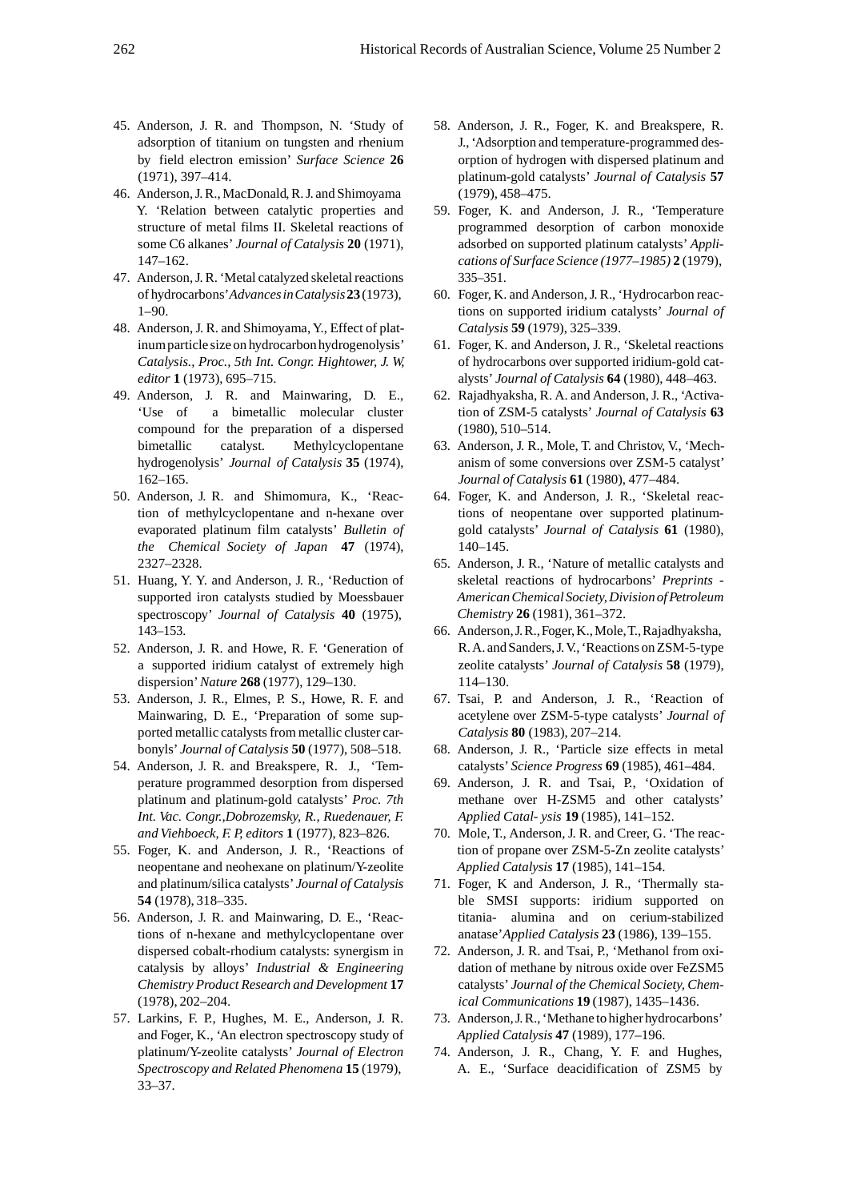45. Anderson, J. R. and Thompson, N. 'Study of adsorption of titanium on tungsten and rhenium by field electron emission' *Surface Science* **26** (1971), 397–414.
46. Anderson, J. R., MacDonald, R. J. and Shimoyama Y. 'Relation between catalytic properties and structure of metal films II. Skeletal reactions of some C6 alkanes' *Journal of Catalysis* **20** (1971), 147–162.
47. Anderson, J. R. 'Metal catalyzed skeletal reactions of hydrocarbons' *Advances in Catalysis* **23** (1973), 1–90.
48. Anderson, J. R. and Shimoyama, Y., Effect of platinum particle size on hydrocarbon hydrogenolysis' *Catalysis., Proc., 5th Int. Congr. Hightower, J. W, editor* **1** (1973), 695–715.
49. Anderson, J. R. and Mainwaring, D. E., 'Use of a bimetallic molecular cluster compound for the preparation of a dispersed bimetallic catalyst. Methylcyclopentane hydrogenolysis' *Journal of Catalysis* **35** (1974), 162–165.
50. Anderson, J. R. and Shimomura, K., 'Reaction of methylcyclopentane and n-hexane over evaporated platinum film catalysts' *Bulletin of the Chemical Society of Japan* **47** (1974), 2327–2328.
51. Huang, Y. Y. and Anderson, J. R., 'Reduction of supported iron catalysts studied by Moessbauer spectroscopy' *Journal of Catalysis* **40** (1975), 143–153.
52. Anderson, J. R. and Howe, R. F. 'Generation of a supported iridium catalyst of extremely high dispersion' *Nature* **268** (1977), 129–130.
53. Anderson, J. R., Elmes, P. S., Howe, R. F. and Mainwaring, D. E., 'Preparation of some supported metallic catalysts from metallic cluster carbonyls' *Journal of Catalysis* **50** (1977), 508–518.
54. Anderson, J. R. and Breakspere, R. J., 'Temperature programmed desorption from dispersed platinum and platinum-gold catalysts' *Proc. 7th Int. Vac. Congr.,Dobrozemsky, R., Ruedenauer, F. and Viehboeck, F. P, editors* **1** (1977), 823–826.
55. Foger, K. and Anderson, J. R., 'Reactions of neopentane and neohexane on platinum/Y-zeolite and platinum/silica catalysts' *Journal of Catalysis* **54** (1978), 318–335.
56. Anderson, J. R. and Mainwaring, D. E., 'Reactions of n-hexane and methylcyclopentane over dispersed cobalt-rhodium catalysts: synergism in catalysis by alloys' *Industrial & Engineering Chemistry Product Research and Development* **17** (1978), 202–204.
57. Larkins, F. P., Hughes, M. E., Anderson, J. R. and Foger, K., 'An electron spectroscopy study of platinum/Y-zeolite catalysts' *Journal of Electron Spectroscopy and Related Phenomena* **15** (1979), 33–37.
58. Anderson, J. R., Foger, K. and Breakspere, R. J., 'Adsorption and temperature-programmed desorption of hydrogen with dispersed platinum and platinum-gold catalysts' *Journal of Catalysis* **57** (1979), 458–475.
59. Foger, K. and Anderson, J. R., 'Temperature programmed desorption of carbon monoxide adsorbed on supported platinum catalysts' *Applications of Surface Science (1977–1985)* **2** (1979), 335–351.
60. Foger, K. and Anderson, J. R., 'Hydrocarbon reactions on supported iridium catalysts' *Journal of Catalysis* **59** (1979), 325–339.
61. Foger, K. and Anderson, J. R., 'Skeletal reactions of hydrocarbons over supported iridium-gold catalysts' *Journal of Catalysis* **64** (1980), 448–463.
62. Rajadhyaksha, R. A. and Anderson, J. R., 'Activation of ZSM-5 catalysts' *Journal of Catalysis* **63** (1980), 510–514.
63. Anderson, J. R., Mole, T. and Christov, V., 'Mechanism of some conversions over ZSM-5 catalyst' *Journal of Catalysis* **61** (1980), 477–484.
64. Foger, K. and Anderson, J. R., 'Skeletal reactions of neopentane over supported platinum-gold catalysts' *Journal of Catalysis* **61** (1980), 140–145.
65. Anderson, J. R., 'Nature of metallic catalysts and skeletal reactions of hydrocarbons' *Preprints - American Chemical Society, Division of Petroleum Chemistry* **26** (1981), 361–372.
66. Anderson, J. R., Foger, K., Mole, T., Rajadhyaksha, R. A. and Sanders, J. V., 'Reactions on ZSM-5-type zeolite catalysts' *Journal of Catalysis* **58** (1979), 114–130.
67. Tsai, P. and Anderson, J. R., 'Reaction of acetylene over ZSM-5-type catalysts' *Journal of Catalysis* **80** (1983), 207–214.
68. Anderson, J. R., 'Particle size effects in metal catalysts' *Science Progress* **69** (1985), 461–484.
69. Anderson, J. R. and Tsai, P., 'Oxidation of methane over H-ZSM5 and other catalysts' *Applied Catal- ysis* **19** (1985), 141–152.
70. Mole, T., Anderson, J. R. and Creer, G. 'The reaction of propane over ZSM-5-Zn zeolite catalysts' *Applied Catalysis* **17** (1985), 141–154.
71. Foger, K and Anderson, J. R., 'Thermally stable SMSI supports: iridium supported on titania- alumina and on cerium-stabilized anatase' *Applied Catalysis* **23** (1986), 139–155.
72. Anderson, J. R. and Tsai, P., 'Methanol from oxidation of methane by nitrous oxide over FeZSM5 catalysts' *Journal of the Chemical Society, Chemical Communications* **19** (1987), 1435–1436.
73. Anderson, J. R., 'Methane to higher hydrocarbons' *Applied Catalysis* **47** (1989), 177–196.
74. Anderson, J. R., Chang, Y. F. and Hughes, A. E., 'Surface deacidification of ZSM5 by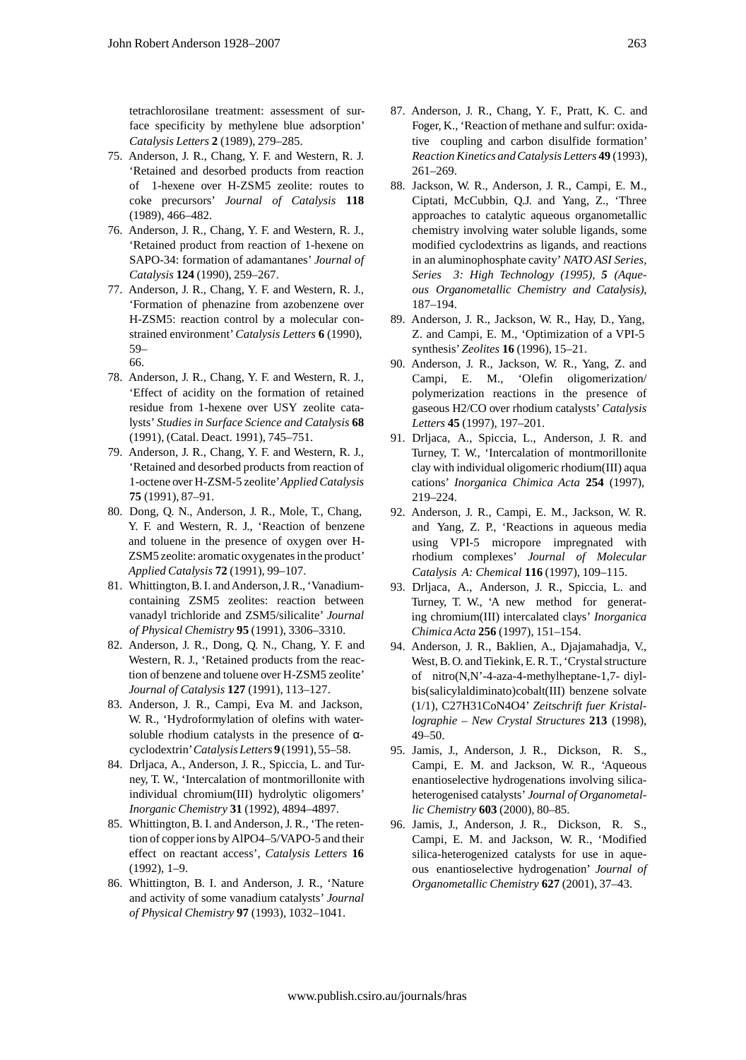tetrachlorosilane treatment: assessment of surface specificity by methylene blue adsorption' *Catalysis Letters* **2** (1989), 279–285.

75. Anderson, J. R., Chang, Y. F. and Western, R. J. 'Retained and desorbed products from reaction of 1-hexene over H-ZSM5 zeolite: routes to coke precursors' *Journal of Catalysis* **118** (1989), 466–482.
76. Anderson, J. R., Chang, Y. F. and Western, R. J., 'Retained product from reaction of 1-hexene on SAPO-34: formation of adamantanes' *Journal of Catalysis* **124** (1990), 259–267.
77. Anderson, J. R., Chang, Y. F. and Western, R. J., 'Formation of phenazine from azobenzene over H-ZSM5: reaction control by a molecular constrained environment' *Catalysis Letters* **6** (1990), 59–66.
78. Anderson, J. R., Chang, Y. F. and Western, R. J., 'Effect of acidity on the formation of retained residue from 1-hexene over USY zeolite catalysts' *Studies in Surface Science and Catalysis* **68** (1991), (Catal. Deact. 1991), 745–751.
79. Anderson, J. R., Chang, Y. F. and Western, R. J., 'Retained and desorbed products from reaction of 1-octene over H-ZSM-5 zeolite' *Applied Catalysis* **75** (1991), 87–91.
80. Dong, Q. N., Anderson, J. R., Mole, T., Chang, Y. F. and Western, R. J., 'Reaction of benzene and toluene in the presence of oxygen over H-ZSM5 zeolite: aromatic oxygenates in the product' *Applied Catalysis* **72** (1991), 99–107.
81. Whittington, B. I. and Anderson, J. R., 'Vanadium-containing ZSM5 zeolites: reaction between vanadyl trichloride and ZSM5/silicalite' *Journal of Physical Chemistry* **95** (1991), 3306–3310.
82. Anderson, J. R., Dong, Q. N., Chang, Y. F. and Western, R. J., 'Retained products from the reaction of benzene and toluene over H-ZSM5 zeolite' *Journal of Catalysis* **127** (1991), 113–127.
83. Anderson, J. R., Campi, Eva M. and Jackson, W. R., 'Hydroformylation of olefins with water-soluble rhodium catalysts in the presence of α-cyclodextrin' *Catalysis Letters* **9** (1991), 55–58.
84. Drljaca, A., Anderson, J. R., Spiccia, L. and Turney, T. W., 'Intercalation of montmorillonite with individual chromium(III) hydrolytic oligomers' *Inorganic Chemistry* **31** (1992), 4894–4897.
85. Whittington, B. I. and Anderson, J. R., 'The retention of copper ions by AlPO4–5/VAPO-5 and their effect on reactant access', *Catalysis Letters* **16** (1992), 1–9.
86. Whittington, B. I. and Anderson, J. R., 'Nature and activity of some vanadium catalysts' *Journal of Physical Chemistry* **97** (1993), 1032–1041.
87. Anderson, J. R., Chang, Y. F., Pratt, K. C. and Foger, K., 'Reaction of methane and sulfur: oxidative coupling and carbon disulfide formation' *Reaction Kinetics and Catalysis Letters* **49** (1993), 261–269.
88. Jackson, W. R., Anderson, J. R., Campi, E. M., Ciptati, McCubbin, Q.J. and Yang, Z., 'Three approaches to catalytic aqueous organometallic chemistry involving water soluble ligands, some modified cyclodextrins as ligands, and reactions in an aluminophosphate cavity' *NATO ASI Series, Series 3: High Technology (1995), **5** (Aqueous Organometallic Chemistry and Catalysis)*, 187–194.
89. Anderson, J. R., Jackson, W. R., Hay, D., Yang, Z. and Campi, E. M., 'Optimization of a VPI-5 synthesis' *Zeolites* **16** (1996), 15–21.
90. Anderson, J. R., Jackson, W. R., Yang, Z. and Campi, E. M., 'Olefin oligomerization/polymerization reactions in the presence of gaseous H2/CO over rhodium catalysts' *Catalysis Letters* **45** (1997), 197–201.
91. Drljaca, A., Spiccia, L., Anderson, J. R. and Turney, T. W., 'Intercalation of montmorillonite clay with individual oligomeric rhodium(III) aqua cations' *Inorganica Chimica Acta* **254** (1997), 219–224.
92. Anderson, J. R., Campi, E. M., Jackson, W. R. and Yang, Z. P., 'Reactions in aqueous media using VPI-5 micropore impregnated with rhodium complexes' *Journal of Molecular Catalysis A: Chemical* **116** (1997), 109–115.
93. Drljaca, A., Anderson, J. R., Spiccia, L. and Turney, T. W., 'A new method for generating chromium(III) intercalated clays' *Inorganica Chimica Acta* **256** (1997), 151–154.
94. Anderson, J. R., Baklien, A., Djajamahadja, V., West, B. O. and Tiekink, E. R. T., 'Crystal structure of nitro(N,N'-4-aza-4-methylheptane-1,7-diylbis(salicylaldiminato)cobalt(III) benzene solvate (1/1), C27H31CoN4O4' *Zeitschrift fuer Kristallographie – New Crystal Structures* **213** (1998), 49–50.
95. Jamis, J., Anderson, J. R., Dickson, R. S., Campi, E. M. and Jackson, W. R., 'Aqueous enantioselective hydrogenations involving silica-heterogenised catalysts' *Journal of Organometallic Chemistry* **603** (2000), 80–85.
96. Jamis, J., Anderson, J. R., Dickson, R. S., Campi, E. M. and Jackson, W. R., 'Modified silica-heterogenized catalysts for use in aqueous enantioselective hydrogenation' *Journal of Organometallic Chemistry* **627** (2001), 37–43.